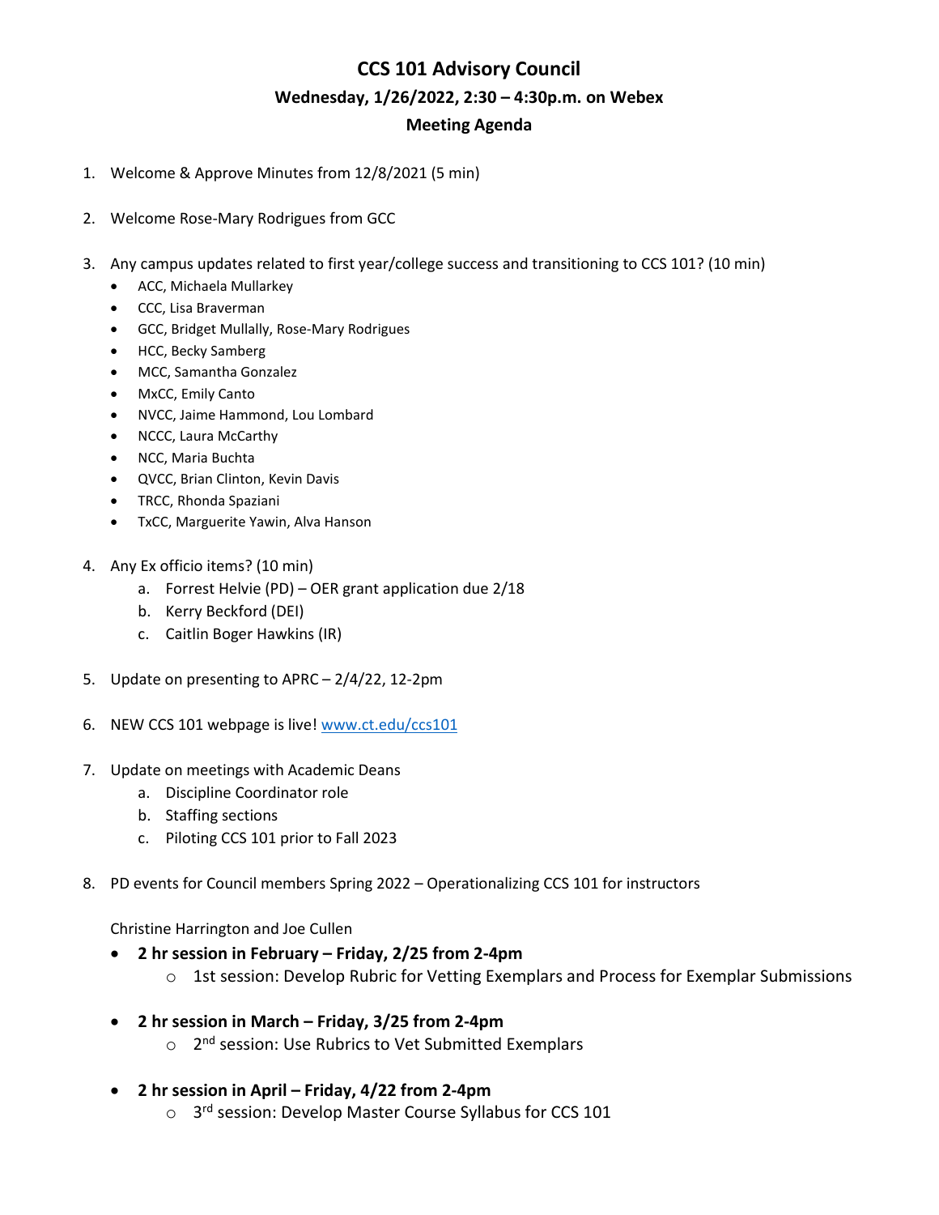# CCS 101 Advisory Council

## Wednesday, 1/26/2022, 2:30 – 4:30p.m. on Webex

## Meeting Agenda

1. Welcome & Approve Minutes from 12/8/2021 (5 min)

2. Welcome Rose-Mary Rodrigues from GCC

3. Any campus updates related to first year/college success and transitioning to CCS 101? (10 min)
   - ACC, Michaela Mullarkey
   - CCC, Lisa Braverman
   - GCC, Bridget Mullally, Rose-Mary Rodrigues
   - HCC, Becky Samberg
   - MCC, Samantha Gonzalez
   - MxCC, Emily Canto
   - NVCC, Jaime Hammond, Lou Lombard
   - NCCC, Laura McCarthy
   - NCC, Maria Buchta
   - QVCC, Brian Clinton, Kevin Davis
   - TRCC, Rhonda Spaziani
   - TxCC, Marguerite Yawin, Alva Hanson

4. Any Ex officio items? (10 min)
   a. Forrest Helvie (PD) – OER grant application due 2/18
   b. Kerry Beckford (DEI)
   c. Caitlin Boger Hawkins (IR)

5. Update on presenting to APRC – 2/4/22, 12-2pm

6. NEW CCS 101 webpage is live! [www.ct.edu/ccs101](http://www.ct.edu/ccs101)

7. Update on meetings with Academic Deans
   a. Discipline Coordinator role
   b. Staffing sections
   c. Piloting CCS 101 prior to Fall 2023

8. PD events for Council members Spring 2022 – Operationalizing CCS 101 for instructors

   Christine Harrington and Joe Cullen

   - **2 hr session in February – Friday, 2/25 from 2-4pm**
     - 1st session: Develop Rubric for Vetting Exemplars and Process for Exemplar Submissions
   - **2 hr session in March – Friday, 3/25 from 2-4pm**
     - 2nd session: Use Rubrics to Vet Submitted Exemplars
   - **2 hr session in April – Friday, 4/22 from 2-4pm**
     - 3rd session: Develop Master Course Syllabus for CCS 101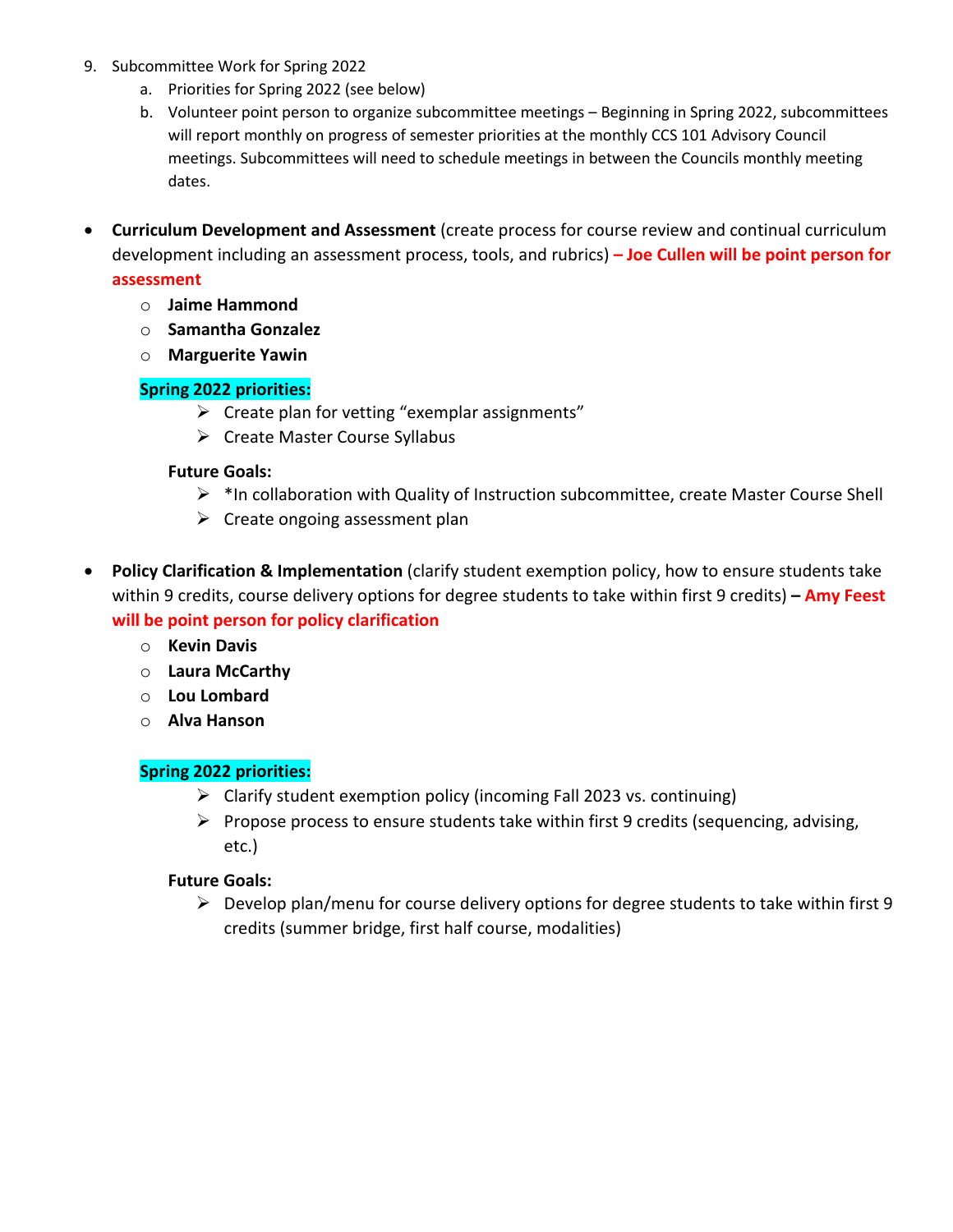9. Subcommittee Work for Spring 2022
   a. Priorities for Spring 2022 (see below)
   b. Volunteer point person to organize subcommittee meetings – Beginning in Spring 2022, subcommittees will report monthly on progress of semester priorities at the monthly CCS 101 Advisory Council meetings. Subcommittees will need to schedule meetings in between the Councils monthly meeting dates.

- **Curriculum Development and Assessment** (create process for course review and continual curriculum development including an assessment process, tools, and rubrics) **– Joe Cullen will be point person for assessment**
  - **Jaime Hammond**
  - **Samantha Gonzalez**
  - **Marguerite Yawin**

  **Spring 2022 priorities:**
  - Create plan for vetting "exemplar assignments"
  - Create Master Course Syllabus

  **Future Goals:**
  - *In collaboration with Quality of Instruction subcommittee, create Master Course Shell
  - Create ongoing assessment plan

- **Policy Clarification & Implementation** (clarify student exemption policy, how to ensure students take within 9 credits, course delivery options for degree students to take within first 9 credits) **– Amy Feest will be point person for policy clarification**
  - **Kevin Davis**
  - **Laura McCarthy**
  - **Lou Lombard**
  - **Alva Hanson**

  **Spring 2022 priorities:**
  - Clarify student exemption policy (incoming Fall 2023 vs. continuing)
  - Propose process to ensure students take within first 9 credits (sequencing, advising, etc.)

  **Future Goals:**
  - Develop plan/menu for course delivery options for degree students to take within first 9 credits (summer bridge, first half course, modalities)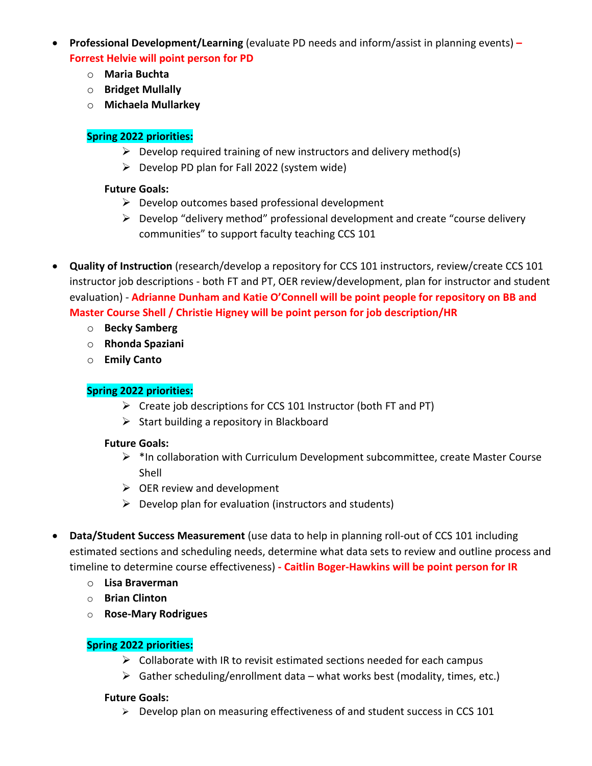- **Professional Development/Learning** (evaluate PD needs and inform/assist in planning events) **– Forrest Helvie will point person for PD**
  - **Maria Buchta**
  - **Bridget Mullally**
  - **Michaela Mullarkey**

  **Spring 2022 priorities:**
  - Develop required training of new instructors and delivery method(s)
  - Develop PD plan for Fall 2022 (system wide)

  **Future Goals:**
  - Develop outcomes based professional development
  - Develop "delivery method" professional development and create "course delivery communities" to support faculty teaching CCS 101

- **Quality of Instruction** (research/develop a repository for CCS 101 instructors, review/create CCS 101 instructor job descriptions - both FT and PT, OER review/development, plan for instructor and student evaluation) - **Adrianne Dunham and Katie O'Connell will be point people for repository on BB and Master Course Shell / Christie Higney will be point person for job description/HR**
  - **Becky Samberg**
  - **Rhonda Spaziani**
  - **Emily Canto**

  **Spring 2022 priorities:**
  - Create job descriptions for CCS 101 Instructor (both FT and PT)
  - Start building a repository in Blackboard

  **Future Goals:**
  - *In collaboration with Curriculum Development subcommittee, create Master Course Shell
  - OER review and development
  - Develop plan for evaluation (instructors and students)

- **Data/Student Success Measurement** (use data to help in planning roll-out of CCS 101 including estimated sections and scheduling needs, determine what data sets to review and outline process and timeline to determine course effectiveness) **- Caitlin Boger-Hawkins will be point person for IR**
  - **Lisa Braverman**
  - **Brian Clinton**
  - **Rose-Mary Rodrigues**

  **Spring 2022 priorities:**
  - Collaborate with IR to revisit estimated sections needed for each campus
  - Gather scheduling/enrollment data – what works best (modality, times, etc.)

  **Future Goals:**
  - Develop plan on measuring effectiveness of and student success in CCS 101